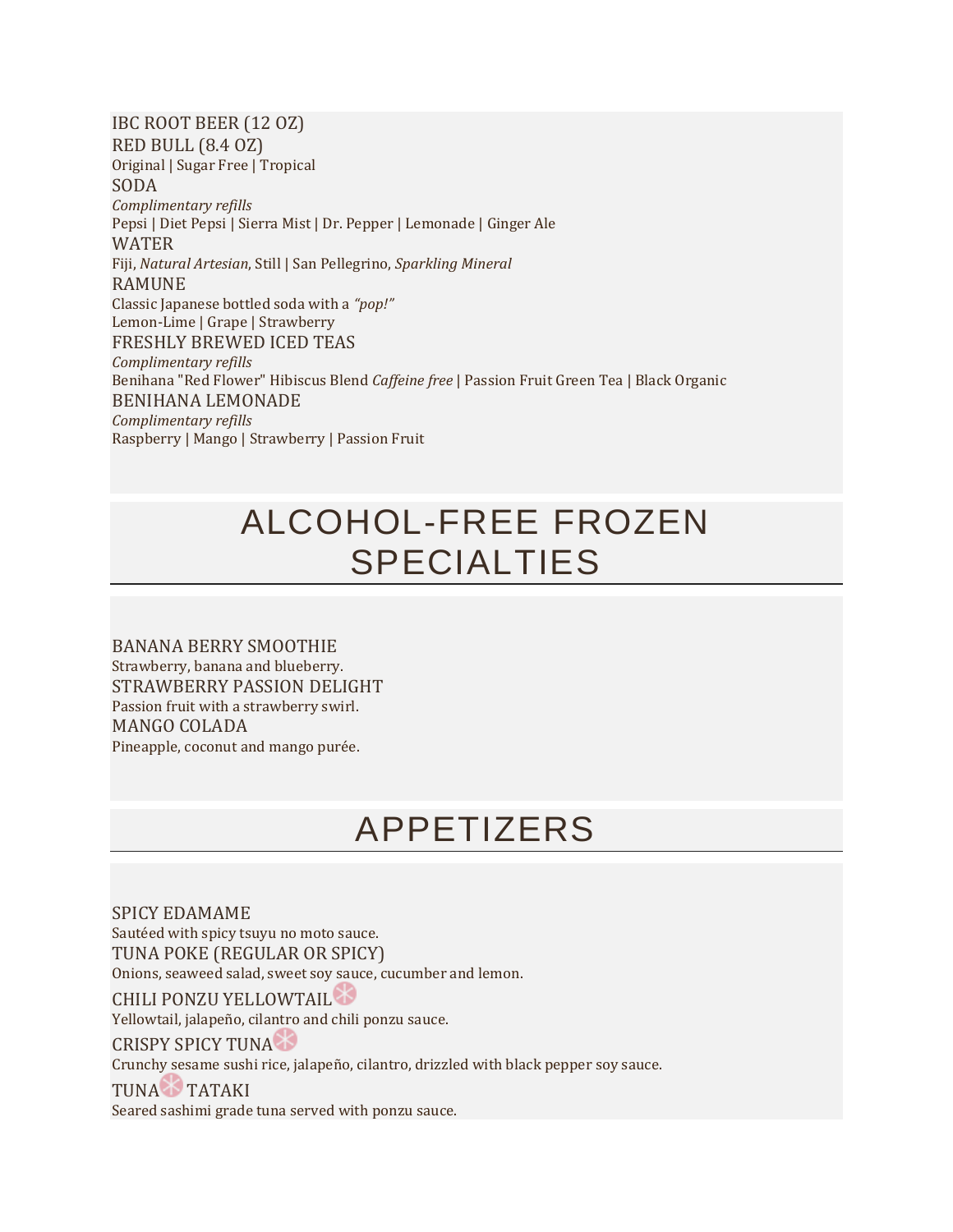IBC ROOT BEER (12 OZ)

RED BULL (8.4 OZ)

Original | Sugar Free | Tropical

SODA

*Complimentary refills*

Pepsi | Diet Pepsi | Sierra Mist | Dr. Pepper | Lemonade | Ginger Ale

WATER

Fiji, *Natural Artesian*, Still | San Pellegrino, *Sparkling Mineral*

RAMUNE

Classic Japanese bottled soda with a *"pop!"*

Lemon-Lime | Grape | Strawberry

FRESHLY BREWED ICED TEAS

*Complimentary refills*

Benihana "Red Flower" Hibiscus Blend *Caffeine free* | Passion Fruit Green Tea | Black Organic

BENIHANA LEMONADE

*Complimentary refills*

Raspberry | Mango | Strawberry | Passion Fruit

# ALCOHOL-FREE FROZEN SPECIALTIES

BANANA BERRY SMOOTHIE

Strawberry, banana and blueberry.

STRAWBERRY PASSION DELIGHT

Passion fruit with a strawberry swirl.

MANGO COLADA

Pineapple, coconut and mango purée.

# APPETIZERS

SPICY EDAMAME

Sautéed with spicy tsuyu no moto sauce.

TUNA POKE (REGULAR OR SPICY)

Onions, seaweed salad, sweet soy sauce, cucumber and lemon.

CHILI PONZU YELLOWTAIL

Yellowtail, jalapeño, cilantro and chili ponzu sauce.

CRISPY SPICY TUNA

Crunchy sesame sushi rice, jalapeño, cilantro, drizzled with black pepper soy sauce.

TUNA TATAKI

Seared sashimi grade tuna served with ponzu sauce.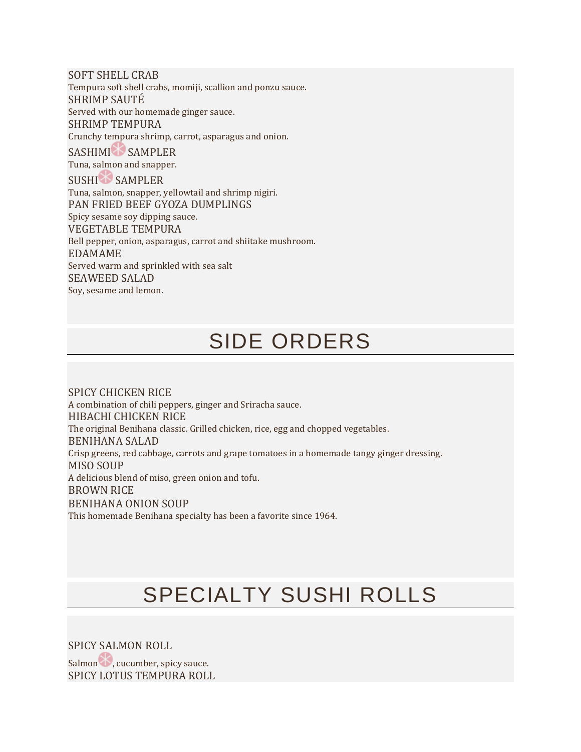SOFT SHELL CRAB
Tempura soft shell crabs, momiji, scallion and ponzu sauce.
SHRIMP SAUTÉ
Served with our homemade ginger sauce.
SHRIMP TEMPURA
Crunchy tempura shrimp, carrot, asparagus and onion.
SASHIMI SAMPLER
Tuna, salmon and snapper.
SUSHI SAMPLER
Tuna, salmon, snapper, yellowtail and shrimp nigiri.
PAN FRIED BEEF GYOZA DUMPLINGS
Spicy sesame soy dipping sauce.
VEGETABLE TEMPURA
Bell pepper, onion, asparagus, carrot and shiitake mushroom.
EDAMAME
Served warm and sprinkled with sea salt
SEAWEED SALAD
Soy, sesame and lemon.

# SIDE ORDERS

SPICY CHICKEN RICE
A combination of chili peppers, ginger and Sriracha sauce.
HIBACHI CHICKEN RICE
The original Benihana classic. Grilled chicken, rice, egg and chopped vegetables.
BENIHANA SALAD
Crisp greens, red cabbage, carrots and grape tomatoes in a homemade tangy ginger dressing.
MISO SOUP
A delicious blend of miso, green onion and tofu.
BROWN RICE
BENIHANA ONION SOUP
This homemade Benihana specialty has been a favorite since 1964.

# SPECIALTY SUSHI ROLLS

SPICY SALMON ROLL
Salmon, cucumber, spicy sauce.
SPICY LOTUS TEMPURA ROLL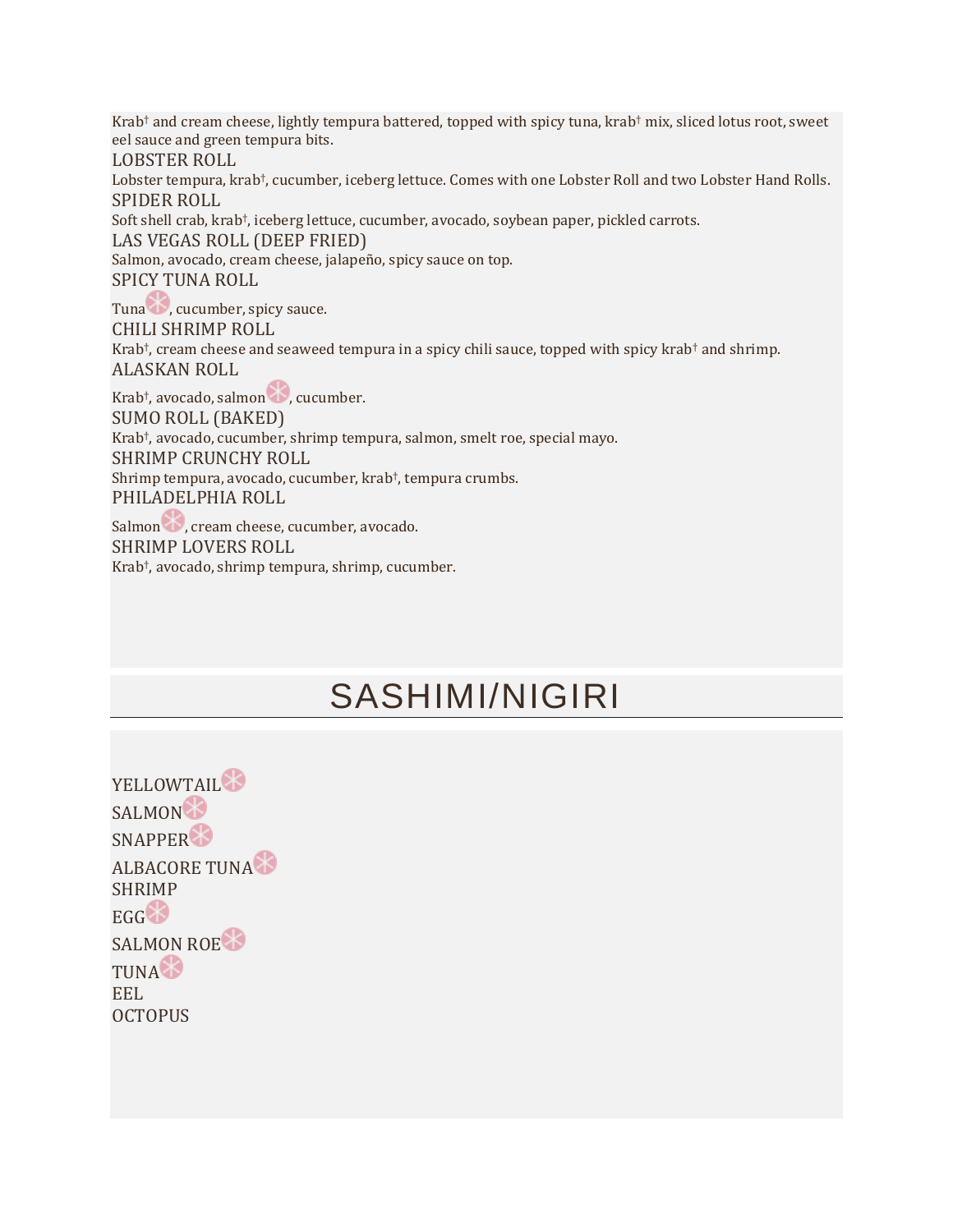Krab† and cream cheese, lightly tempura battered, topped with spicy tuna, krab† mix, sliced lotus root, sweet eel sauce and green tempura bits.

LOBSTER ROLL

Lobster tempura, krab†, cucumber, iceberg lettuce. Comes with one Lobster Roll and two Lobster Hand Rolls.

SPIDER ROLL

Soft shell crab, krab†, iceberg lettuce, cucumber, avocado, soybean paper, pickled carrots.

LAS VEGAS ROLL (DEEP FRIED)

Salmon, avocado, cream cheese, jalapeño, spicy sauce on top.

SPICY TUNA ROLL

Tuna, cucumber, spicy sauce.

CHILI SHRIMP ROLL

Krab†, cream cheese and seaweed tempura in a spicy chili sauce, topped with spicy krab† and shrimp.

ALASKAN ROLL

Krab†, avocado, salmon, cucumber.

SUMO ROLL (BAKED)

Krab†, avocado, cucumber, shrimp tempura, salmon, smelt roe, special mayo.

SHRIMP CRUNCHY ROLL

Shrimp tempura, avocado, cucumber, krab†, tempura crumbs.

PHILADELPHIA ROLL

Salmon, cream cheese, cucumber, avocado.

SHRIMP LOVERS ROLL

Krab†, avocado, shrimp tempura, shrimp, cucumber.

# SASHIMI/NIGIRI

YELLOWTAIL

SALMON

SNAPPER

ALBACORE TUNA

SHRIMP

EGG

SALMON ROE

TUNA

EEL

OCTOPUS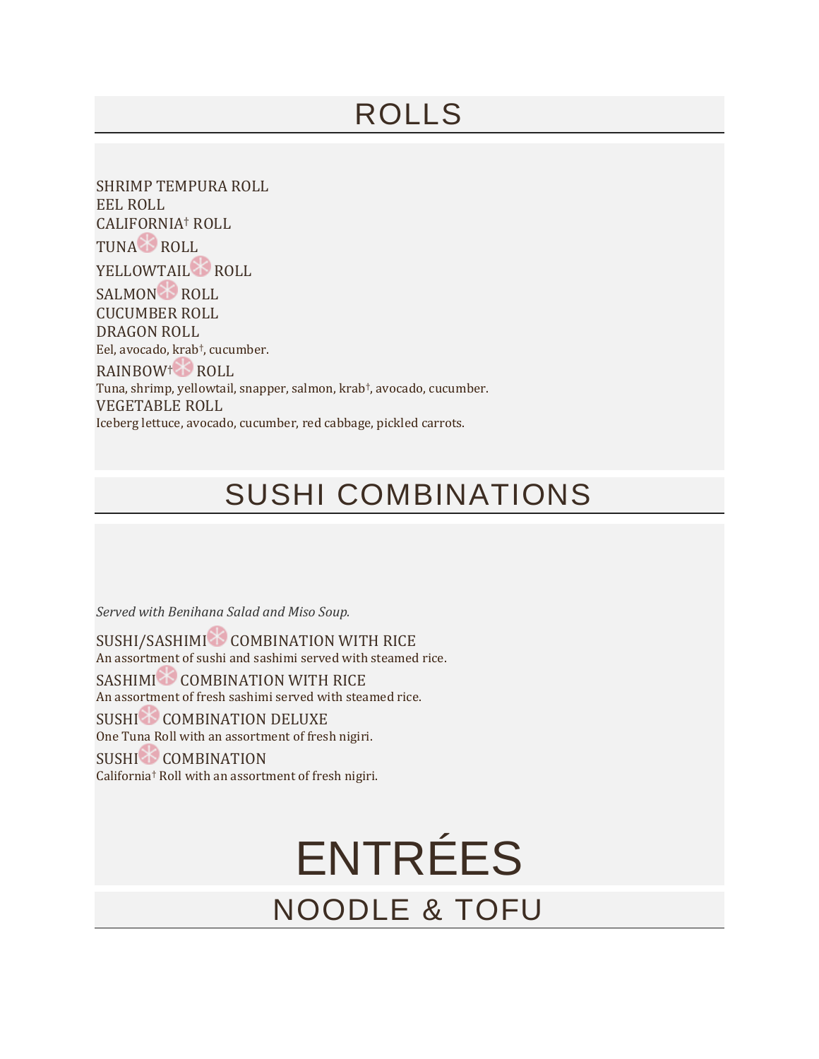## ROLLS

SHRIMP TEMPURA ROLL
EEL ROLL
CALIFORNIA† ROLL
TUNA ROLL
YELLOWTAIL ROLL
SALMON ROLL
CUCUMBER ROLL
DRAGON ROLL
Eel, avocado, krab†, cucumber.
RAINBOW† ROLL
Tuna, shrimp, yellowtail, snapper, salmon, krab†, avocado, cucumber.
VEGETABLE ROLL
Iceberg lettuce, avocado, cucumber, red cabbage, pickled carrots.

## SUSHI COMBINATIONS

*Served with Benihana Salad and Miso Soup.*

SUSHI/SASHIMI COMBINATION WITH RICE
An assortment of sushi and sashimi served with steamed rice.
SASHIMI COMBINATION WITH RICE
An assortment of fresh sashimi served with steamed rice.
SUSHI COMBINATION DELUXE
One Tuna Roll with an assortment of fresh nigiri.
SUSHI COMBINATION
California† Roll with an assortment of fresh nigiri.

# ENTRÉES

## NOODLE & TOFU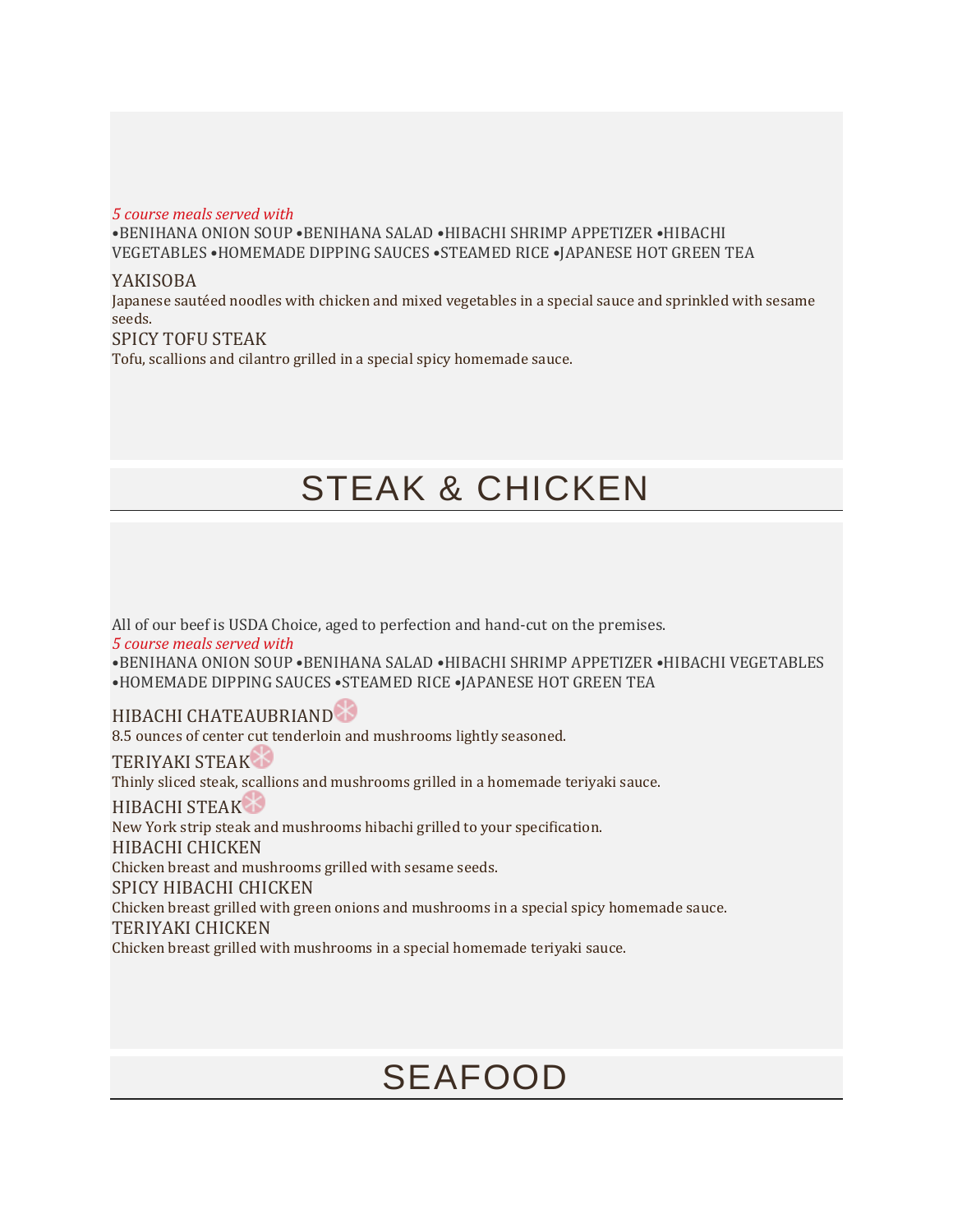*5 course meals served with*

•BENIHANA ONION SOUP •BENIHANA SALAD •HIBACHI SHRIMP APPETIZER •HIBACHI VEGETABLES •HOMEMADE DIPPING SAUCES •STEAMED RICE •JAPANESE HOT GREEN TEA

YAKISOBA

Japanese sautéed noodles with chicken and mixed vegetables in a special sauce and sprinkled with sesame seeds.

SPICY TOFU STEAK

Tofu, scallions and cilantro grilled in a special spicy homemade sauce.

# STEAK & CHICKEN

All of our beef is USDA Choice, aged to perfection and hand-cut on the premises.

*5 course meals served with*

•BENIHANA ONION SOUP •BENIHANA SALAD •HIBACHI SHRIMP APPETIZER •HIBACHI VEGETABLES •HOMEMADE DIPPING SAUCES •STEAMED RICE •JAPANESE HOT GREEN TEA

HIBACHI CHATEAUBRIAND

8.5 ounces of center cut tenderloin and mushrooms lightly seasoned.

TERIYAKI STEAK

Thinly sliced steak, scallions and mushrooms grilled in a homemade teriyaki sauce.

HIBACHI STEAK

New York strip steak and mushrooms hibachi grilled to your specification.

HIBACHI CHICKEN

Chicken breast and mushrooms grilled with sesame seeds.

SPICY HIBACHI CHICKEN

Chicken breast grilled with green onions and mushrooms in a special spicy homemade sauce.

TERIYAKI CHICKEN

Chicken breast grilled with mushrooms in a special homemade teriyaki sauce.

# SEAFOOD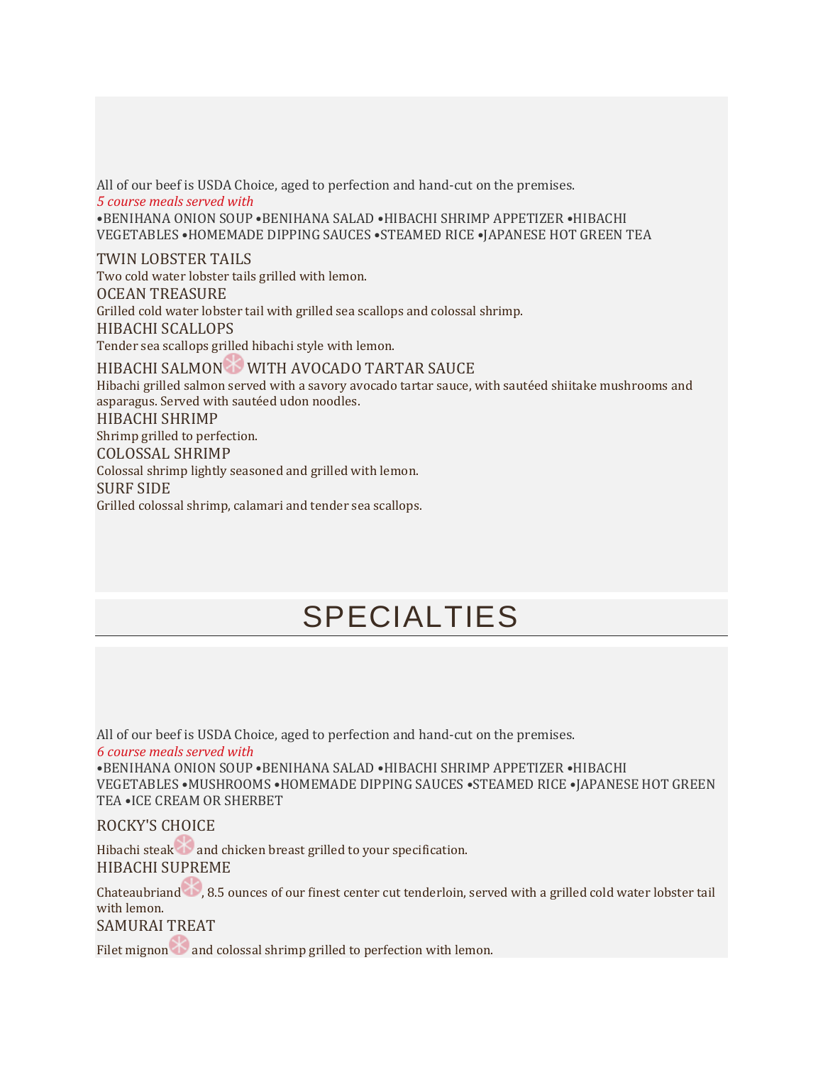All of our beef is USDA Choice, aged to perfection and hand-cut on the premises.

*5 course meals served with*

•BENIHANA ONION SOUP •BENIHANA SALAD •HIBACHI SHRIMP APPETIZER •HIBACHI VEGETABLES •HOMEMADE DIPPING SAUCES •STEAMED RICE •JAPANESE HOT GREEN TEA

### TWIN LOBSTER TAILS

Two cold water lobster tails grilled with lemon.

### OCEAN TREASURE

Grilled cold water lobster tail with grilled sea scallops and colossal shrimp.

### HIBACHI SCALLOPS

Tender sea scallops grilled hibachi style with lemon.

### HIBACHI SALMON WITH AVOCADO TARTAR SAUCE

Hibachi grilled salmon served with a savory avocado tartar sauce, with sautéed shiitake mushrooms and asparagus. Served with sautéed udon noodles.

### HIBACHI SHRIMP

Shrimp grilled to perfection.

### COLOSSAL SHRIMP

Colossal shrimp lightly seasoned and grilled with lemon.

### SURF SIDE

Grilled colossal shrimp, calamari and tender sea scallops.

## SPECIALTIES

All of our beef is USDA Choice, aged to perfection and hand-cut on the premises.

*6 course meals served with*

•BENIHANA ONION SOUP •BENIHANA SALAD •HIBACHI SHRIMP APPETIZER •HIBACHI VEGETABLES •MUSHROOMS •HOMEMADE DIPPING SAUCES •STEAMED RICE •JAPANESE HOT GREEN TEA •ICE CREAM OR SHERBET

### ROCKY'S CHOICE

Hibachi steak and chicken breast grilled to your specification.

### HIBACHI SUPREME

Chateaubriand, 8.5 ounces of our finest center cut tenderloin, served with a grilled cold water lobster tail with lemon.

### SAMURAI TREAT

Filet mignon and colossal shrimp grilled to perfection with lemon.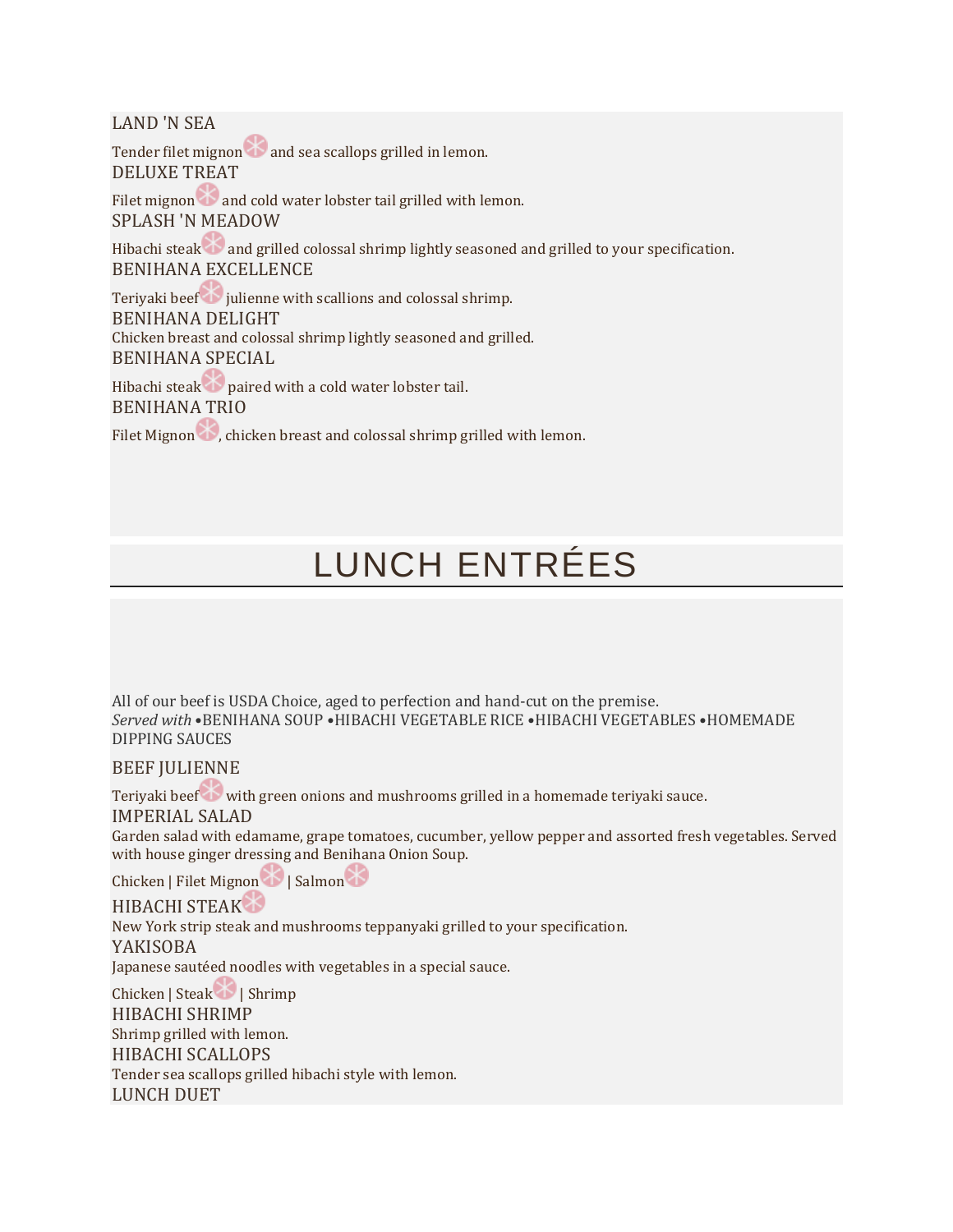LAND 'N SEA

Tender filet mignon and sea scallops grilled in lemon.

DELUXE TREAT

Filet mignon and cold water lobster tail grilled with lemon.

SPLASH 'N MEADOW

Hibachi steak and grilled colossal shrimp lightly seasoned and grilled to your specification.

BENIHANA EXCELLENCE

Teriyaki beef julienne with scallions and colossal shrimp.

BENIHANA DELIGHT

Chicken breast and colossal shrimp lightly seasoned and grilled.

BENIHANA SPECIAL

Hibachi steak paired with a cold water lobster tail.

BENIHANA TRIO

Filet Mignon, chicken breast and colossal shrimp grilled with lemon.

# LUNCH ENTRÉES

All of our beef is USDA Choice, aged to perfection and hand-cut on the premise.

*Served with* •BENIHANA SOUP •HIBACHI VEGETABLE RICE •HIBACHI VEGETABLES •HOMEMADE DIPPING SAUCES

BEEF JULIENNE

Teriyaki beef with green onions and mushrooms grilled in a homemade teriyaki sauce.

IMPERIAL SALAD

Garden salad with edamame, grape tomatoes, cucumber, yellow pepper and assorted fresh vegetables. Served with house ginger dressing and Benihana Onion Soup.

Chicken | Filet Mignon | Salmon

HIBACHI STEAK

New York strip steak and mushrooms teppanyaki grilled to your specification.

YAKISOBA

Japanese sautéed noodles with vegetables in a special sauce.

Chicken | Steak | Shrimp

HIBACHI SHRIMP

Shrimp grilled with lemon.

HIBACHI SCALLOPS

Tender sea scallops grilled hibachi style with lemon.

LUNCH DUET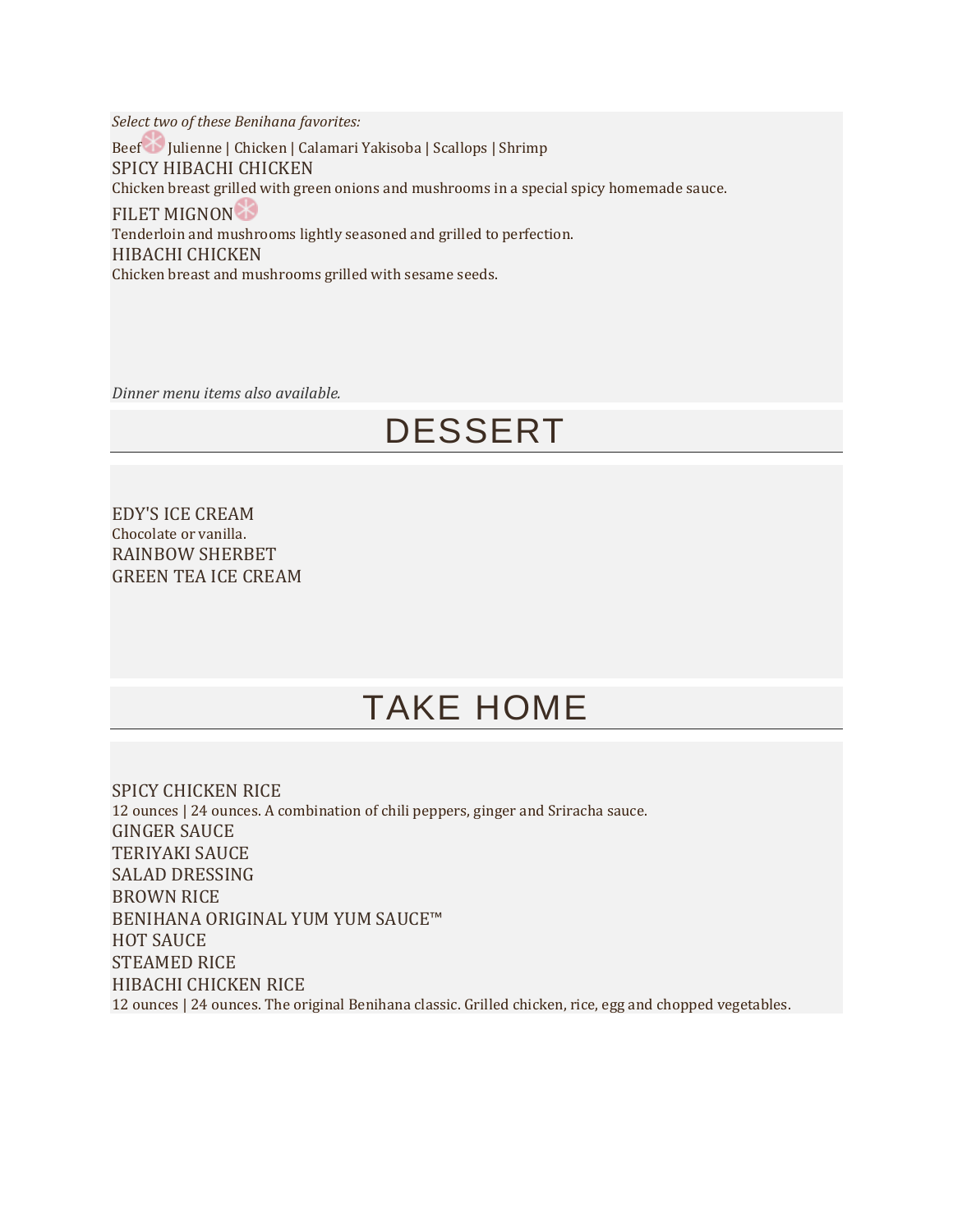*Select two of these Benihana favorites:*

Beef Julienne | Chicken | Calamari Yakisoba | Scallops | Shrimp

SPICY HIBACHI CHICKEN

Chicken breast grilled with green onions and mushrooms in a special spicy homemade sauce.

FILET MIGNON

Tenderloin and mushrooms lightly seasoned and grilled to perfection.

HIBACHI CHICKEN

Chicken breast and mushrooms grilled with sesame seeds.

*Dinner menu items also available.*

# DESSERT

EDY'S ICE CREAM

Chocolate or vanilla.

RAINBOW SHERBET

GREEN TEA ICE CREAM

# TAKE HOME

SPICY CHICKEN RICE

12 ounces | 24 ounces. A combination of chili peppers, ginger and Sriracha sauce.

GINGER SAUCE

TERIYAKI SAUCE

SALAD DRESSING

BROWN RICE

BENIHANA ORIGINAL YUM YUM SAUCE™

HOT SAUCE

STEAMED RICE

HIBACHI CHICKEN RICE

12 ounces | 24 ounces. The original Benihana classic. Grilled chicken, rice, egg and chopped vegetables.